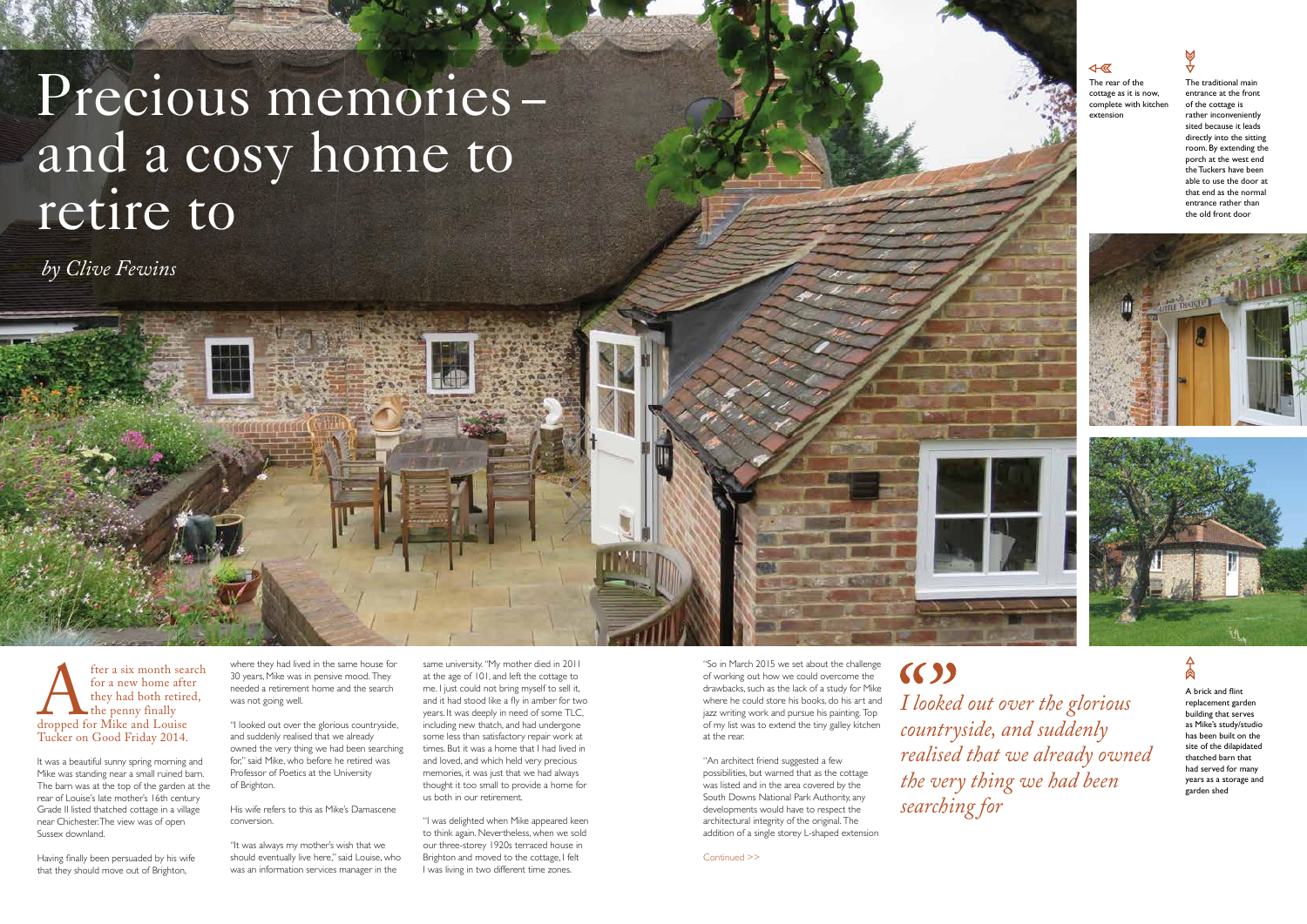# Precious memories – and a cosy home to retire to

*by Clive Fewins*

After a six month search for a new home after they had both retired, the penny finally dropped for Mike and Louise Tucker on Good Friday 2014.

It was a beautiful sunny spring morning and Mike was standing near a small ruined barn. The barn was at the top of the garden at the rear of Louise's late mother's 16th century Grade II listed thatched cottage in a village near Chichester. The view was of open Sussex downland.

Having finally been persuaded by his wife that they should move out of Brighton, where they had lived in the same house for 30 years, Mike was in pensive mood. They needed a retirement home and the search was not going well.

"I looked out over the glorious countryside, and suddenly realised that we already owned the very thing we had been searching for," said Mike, who before he retired was Professor of Poetics at the University of Brighton.

His wife refers to this as Mike's Damascene conversion.

"It was always my mother's wish that we should eventually live here," said Louise, who was an information services manager in the same university. "My mother died in 2011 at the age of 101, and left the cottage to me. I just could not bring myself to sell it, and it had stood like a fly in amber for two years. It was deeply in need of some TLC, including new thatch, and had undergone some less than satisfactory repair work at times. But it was a home that I had lived in and loved, and which held very precious memories, it was just that we had always thought it too small to provide a home for us both in our retirement.

"I was delighted when Mike appeared keen to think again. Nevertheless, when we sold our three-storey 1920s terraced house in Brighton and moved to the cottage, I felt I was living in two different time zones.

"So in March 2015 we set about the challenge of working out how we could overcome the drawbacks, such as the lack of a study for Mike where he could store his books, do his art and jazz writing work and pursue his painting. Top of my list was to extend the tiny galley kitchen at the rear.

"An architect friend suggested a few possibilities, but warned that as the cottage was listed and in the area covered by the South Downs National Park Authority, any developments would have to respect the architectural integrity of the original. The addition of a single storey L-shaped extension

Continued >>

> *I looked out over the glorious countryside, and suddenly realised that we already owned the very thing we had been searching for*

The rear of the cottage as it is now, complete with kitchen extension

The traditional main entrance at the front of the cottage is rather inconveniently sited because it leads directly into the sitting room. By extending the porch at the west end the Tuckers have been able to use the door at that end as the normal entrance rather than the old front door

A brick and flint replacement garden building that serves as Mike's study/studio has been built on the site of the dilapidated thatched barn that had served for many years as a storage and garden shed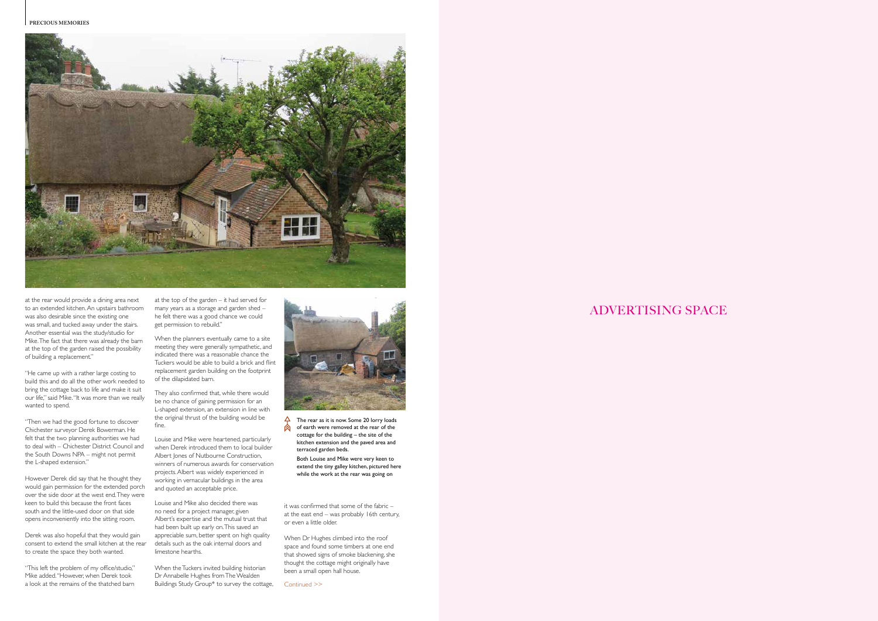at the rear would provide a dining area next to an extended kitchen. An upstairs bathroom was also desirable since the existing one was small, and tucked away under the stairs. Another essential was the study/studio for Mike. The fact that there was already the barn at the top of the garden raised the possibility of building a replacement."

"He came up with a rather large costing to build this and do all the other work needed to bring the cottage back to life and make it suit our life," said Mike. "It was more than we really wanted to spend.

"Then we had the good fortune to discover Chichester surveyor Derek Bowerman. He felt that the two planning authorities we had to deal with – Chichester District Council and the South Downs NPA – might not permit the L-shaped extension."

However Derek did say that he thought they would gain permission for the extended porch over the side door at the west end. They were keen to build this because the front faces south and the little-used door on that side opens inconveniently into the sitting room.

Derek was also hopeful that they would gain consent to extend the small kitchen at the rear to create the space they both wanted.

"This left the problem of my office/studio," Mike added. "However, when Derek took a look at the remains of the thatched barn at the top of the garden – it had served for many years as a storage and garden shed – he felt there was a good chance we could get permission to rebuild."

When the planners eventually came to a site meeting they were generally sympathetic, and indicated there was a reasonable chance the Tuckers would be able to build a brick and flint replacement garden building on the footprint of the dilapidated barn.

They also confirmed that, while there would be no chance of gaining permission for an L-shaped extension, an extension in line with the original thrust of the building would be fine.

Louise and Mike were heartened, particularly when Derek introduced them to local builder Albert Jones of Nutbourne Construction, winners of numerous awards for conservation projects. Albert was widely experienced in working in vernacular buildings in the area and quoted an acceptable price.

Louise and Mike also decided there was no need for a project manager, given Albert's expertise and the mutual trust that had been built up early on. This saved an appreciable sum, better spent on high quality details such as the oak internal doors and limestone hearths.

When the Tuckers invited building historian Dr Annabelle Hughes from The Wealden Buildings Study Group* to survey the cottage, it was confirmed that some of the fabric – at the east end – was probably 16th century, or even a little older.

When Dr Hughes climbed into the roof space and found some timbers at one end that showed signs of smoke blackening, she thought the cottage might originally have been a small open hall house.

Continued >>

The rear as it is now. Some 20 lorry loads of earth were removed at the rear of the cottage for the building – the site of the kitchen extension and the paved area and terraced garden beds.

Both Louise and Mike were very keen to extend the tiny galley kitchen, pictured here while the work at the rear was going on

ADVERTISING SPACE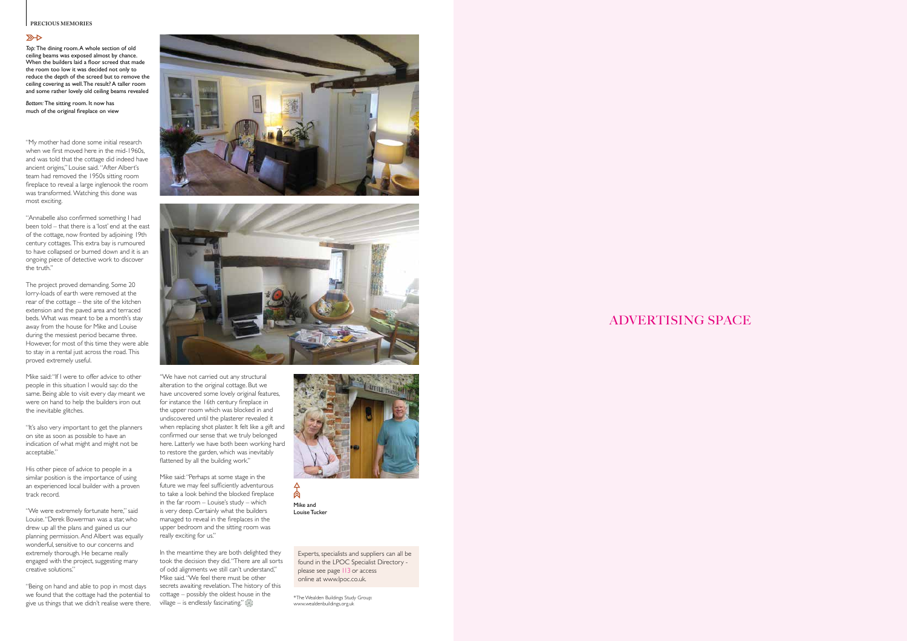*Top:* The dining room. A whole section of old ceiling beams was exposed almost by chance. When the builders laid a floor screed that made the room too low it was decided not only to reduce the depth of the screed but to remove the ceiling covering as well. The result? A taller room and some rather lovely old ceiling beams revealed

*Bottom:* The sitting room. It now has much of the original fireplace on view

"My mother had done some initial research when we first moved here in the mid-1960s, and was told that the cottage did indeed have ancient origins," Louise said. "After Albert's team had removed the 1950s sitting room fireplace to reveal a large inglenook the room was transformed. Watching this done was most exciting.

"Annabelle also confirmed something I had been told – that there is a 'lost' end at the east of the cottage, now fronted by adjoining 19th century cottages. This extra bay is rumoured to have collapsed or burned down and it is an ongoing piece of detective work to discover the truth."

The project proved demanding. Some 20 lorry-loads of earth were removed at the rear of the cottage – the site of the kitchen extension and the paved area and terraced beds. What was meant to be a month's stay away from the house for Mike and Louise during the messiest period became three. However, for most of this time they were able to stay in a rental just across the road. This proved extremely useful.

Mike said: "If I were to offer advice to other people in this situation I would say: do the same. Being able to visit every day meant we were on hand to help the builders iron out the inevitable glitches.

"It's also very important to get the planners on site as soon as possible to have an indication of what might and might not be acceptable."

His other piece of advice to people in a similar position is the importance of using an experienced local builder with a proven track record.

"We were extremely fortunate here," said Louise. "Derek Bowerman was a star, who drew up all the plans and gained us our planning permission. And Albert was equally wonderful, sensitive to our concerns and extremely thorough. He became really engaged with the project, suggesting many creative solutions."

"Being on hand and able to pop in most days we found that the cottage had the potential to give us things that we didn't realise were there.

"We have not carried out any structural alteration to the original cottage. But we have uncovered some lovely original features, for instance the 16th century fireplace in the upper room which was blocked in and undiscovered until the plasterer revealed it when replacing shot plaster. It felt like a gift and confirmed our sense that we truly belonged here. Latterly we have both been working hard to restore the garden, which was inevitably flattened by all the building work."

Mike said: "Perhaps at some stage in the future we may feel sufficiently adventurous to take a look behind the blocked fireplace in the far room – Louise's study – which is very deep. Certainly what the builders managed to reveal in the fireplaces in the upper bedroom and the sitting room was really exciting for us."

In the meantime they are both delighted they took the decision they did. "There are all sorts of odd alignments we still can't understand," Mike said. "We feel there must be other secrets awaiting revelation. The history of this cottage – possibly the oldest house in the village – is endlessly fascinating."

Mike and Louise Tucker

Experts, specialists and suppliers can all be found in the LPOC Specialist Directory - please see page 113 or access online at www.lpoc.co.uk.

*The Wealden Buildings Study Group: www.wealdenbuildings.org.uk

ADVERTISING SPACE